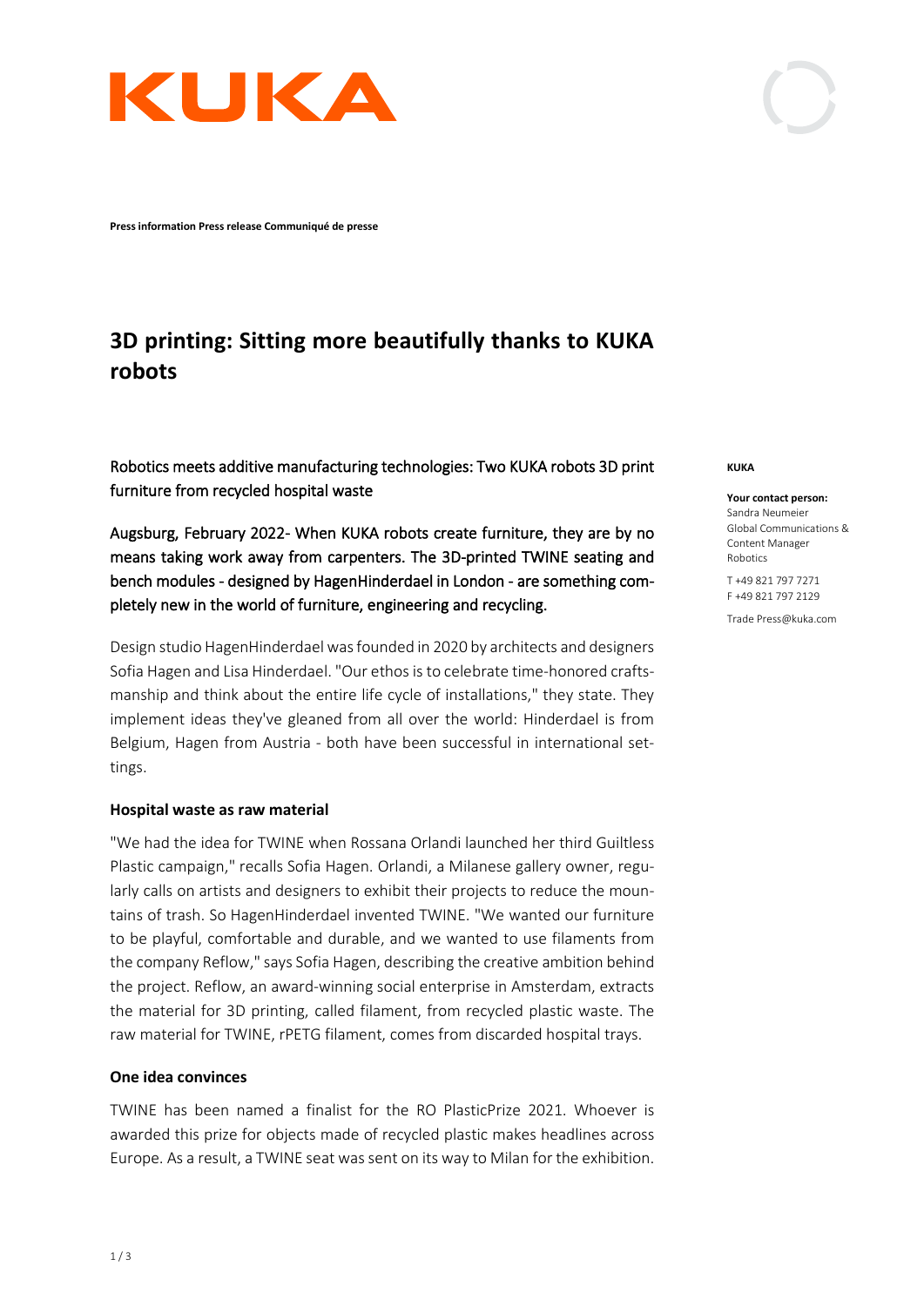KUKA

**Press information Press release Communiqué de presse**

# 3D printing: Sitting more beautifully thanks to KUKA robots

Robotics meets additive manufacturing technologies: Two KUKA robots 3D print furniture from recycled hospital waste

Augsburg, February 2022- When KUKA robots create furniture, they are by no means taking work away from carpenters. The 3D-printed TWINE seating and bench modules - designed by HagenHinderdael in London - are something completely new in the world of furniture, engineering and recycling.

Design studio HagenHinderdael was founded in 2020 by architects and designers Sofia Hagen and Lisa Hinderdael. "Our ethos is to celebrate time-honored craftsmanship and think about the entire life cycle of installations," they state. They implement ideas they've gleaned from all over the world: Hinderdael is from Belgium, Hagen from Austria - both have been successful in international settings.

### Hospital waste as raw material

"We had the idea for TWINE when Rossana Orlandi launched her third Guiltless Plastic campaign," recalls Sofia Hagen. Orlandi, a Milanese gallery owner, regularly calls on artists and designers to exhibit their projects to reduce the mountains of trash. So HagenHinderdael invented TWINE. "We wanted our furniture to be playful, comfortable and durable, and we wanted to use filaments from the company Reflow," says Sofia Hagen, describing the creative ambition behind the project. Reflow, an award-winning social enterprise in Amsterdam, extracts the material for 3D printing, called filament, from recycled plastic waste. The raw material for TWINE, rPETG filament, comes from discarded hospital trays.

### One idea convinces

TWINE has been named a finalist for the RO PlasticPrize 2021. Whoever is awarded this prize for objects made of recycled plastic makes headlines across Europe. As a result, a TWINE seat was sent on its way to Milan for the exhibition.

**KUKA**

**Your contact person:**
Sandra Neumeier
Global Communications & Content Manager Robotics

T +49 821 797 7271
F +49 821 797 2129

Trade Press@kuka.com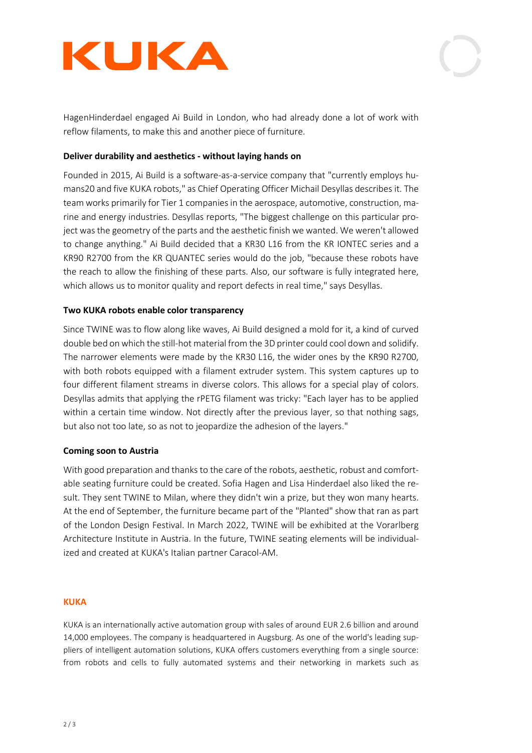HagenHinderdael engaged Ai Build in London, who had already done a lot of work with reflow filaments, to make this and another piece of furniture.

**Deliver durability and aesthetics - without laying hands on**

Founded in 2015, Ai Build is a software-as-a-service company that "currently employs humans20 and five KUKA robots," as Chief Operating Officer Michail Desyllas describes it. The team works primarily for Tier 1 companies in the aerospace, automotive, construction, marine and energy industries. Desyllas reports, "The biggest challenge on this particular project was the geometry of the parts and the aesthetic finish we wanted. We weren't allowed to change anything." Ai Build decided that a KR30 L16 from the KR IONTEC series and a KR90 R2700 from the KR QUANTEC series would do the job, "because these robots have the reach to allow the finishing of these parts. Also, our software is fully integrated here, which allows us to monitor quality and report defects in real time," says Desyllas.

**Two KUKA robots enable color transparency**

Since TWINE was to flow along like waves, Ai Build designed a mold for it, a kind of curved double bed on which the still-hot material from the 3D printer could cool down and solidify. The narrower elements were made by the KR30 L16, the wider ones by the KR90 R2700, with both robots equipped with a filament extruder system. This system captures up to four different filament streams in diverse colors. This allows for a special play of colors. Desyllas admits that applying the rPETG filament was tricky: "Each layer has to be applied within a certain time window. Not directly after the previous layer, so that nothing sags, but also not too late, so as not to jeopardize the adhesion of the layers."

**Coming soon to Austria**

With good preparation and thanks to the care of the robots, aesthetic, robust and comfortable seating furniture could be created. Sofia Hagen and Lisa Hinderdael also liked the result. They sent TWINE to Milan, where they didn't win a prize, but they won many hearts. At the end of September, the furniture became part of the "Planted" show that ran as part of the London Design Festival. In March 2022, TWINE will be exhibited at the Vorarlberg Architecture Institute in Austria. In the future, TWINE seating elements will be individualized and created at KUKA's Italian partner Caracol-AM.

**KUKA**

KUKA is an internationally active automation group with sales of around EUR 2.6 billion and around 14,000 employees. The company is headquartered in Augsburg. As one of the world's leading suppliers of intelligent automation solutions, KUKA offers customers everything from a single source: from robots and cells to fully automated systems and their networking in markets such as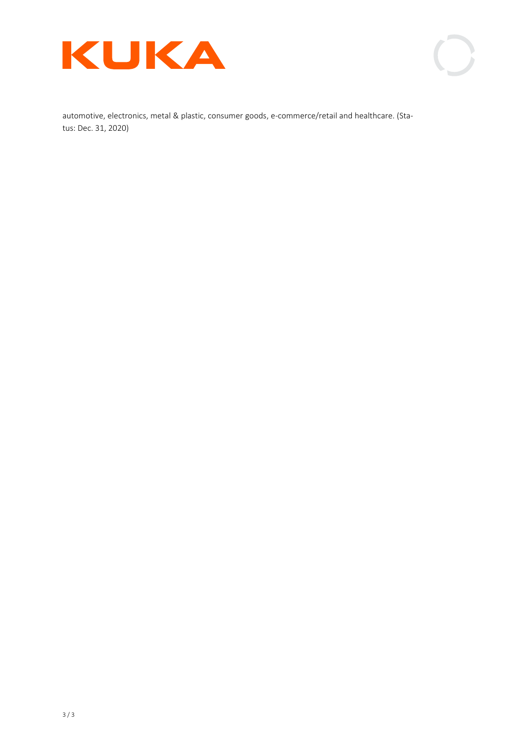automotive, electronics, metal & plastic, consumer goods, e-commerce/retail and healthcare. (Status: Dec. 31, 2020)